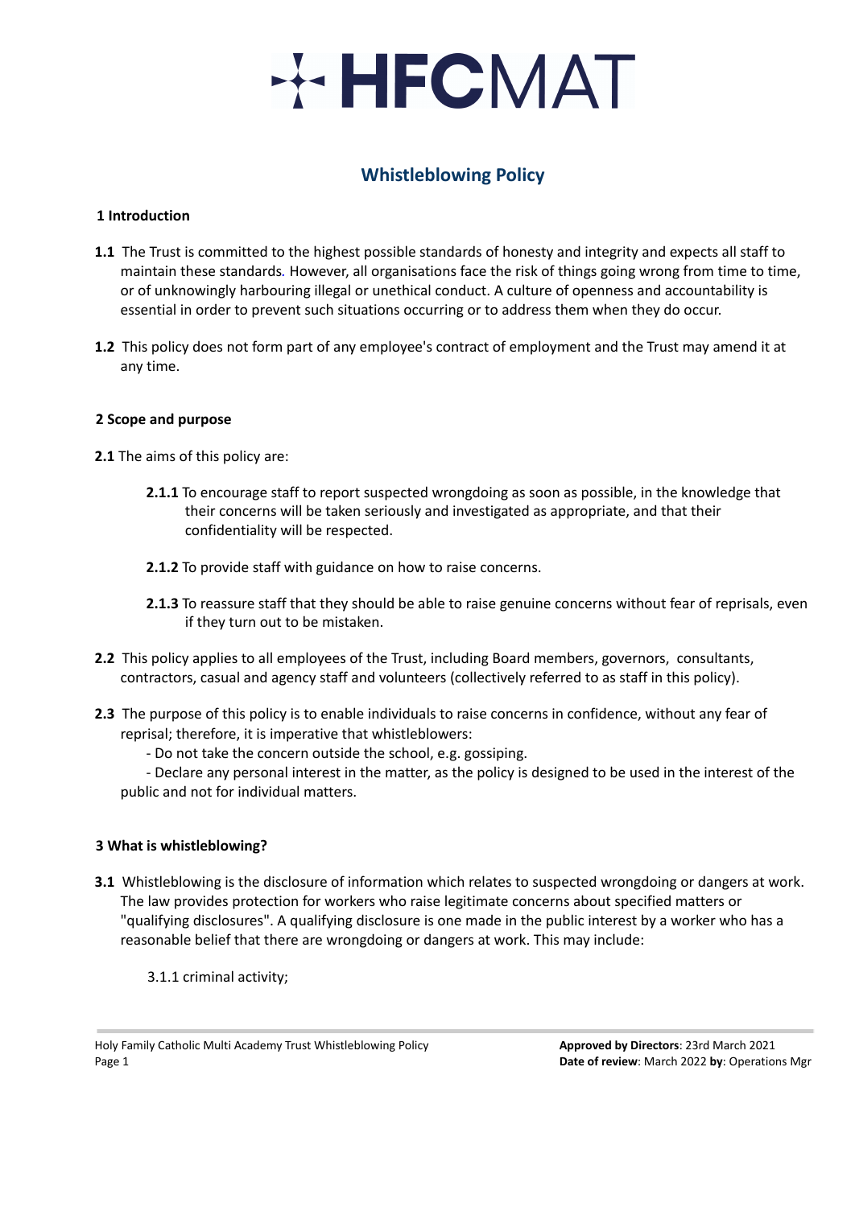# HFCMAT

## Whistleblowing Policy

### 1 Introduction

**1.1** The Trust is committed to the highest possible standards of honesty and integrity and expects all staff to maintain these standards. However, all organisations face the risk of things going wrong from time to time, or of unknowingly harbouring illegal or unethical conduct. A culture of openness and accountability is essential in order to prevent such situations occurring or to address them when they do occur.

**1.2** This policy does not form part of any employee's contract of employment and the Trust may amend it at any time.

### 2 Scope and purpose

**2.1** The aims of this policy are:

**2.1.1** To encourage staff to report suspected wrongdoing as soon as possible, in the knowledge that their concerns will be taken seriously and investigated as appropriate, and that their confidentiality will be respected.

**2.1.2** To provide staff with guidance on how to raise concerns.

**2.1.3** To reassure staff that they should be able to raise genuine concerns without fear of reprisals, even if they turn out to be mistaken.

**2.2** This policy applies to all employees of the Trust, including Board members, governors, consultants, contractors, casual and agency staff and volunteers (collectively referred to as staff in this policy).

**2.3** The purpose of this policy is to enable individuals to raise concerns in confidence, without any fear of reprisal; therefore, it is imperative that whistleblowers:

- Do not take the concern outside the school, e.g. gossiping.
- Declare any personal interest in the matter, as the policy is designed to be used in the interest of the public and not for individual matters.

### 3 What is whistleblowing?

**3.1** Whistleblowing is the disclosure of information which relates to suspected wrongdoing or dangers at work. The law provides protection for workers who raise legitimate concerns about specified matters or "qualifying disclosures". A qualifying disclosure is one made in the public interest by a worker who has a reasonable belief that there are wrongdoing or dangers at work. This may include:

3.1.1 criminal activity;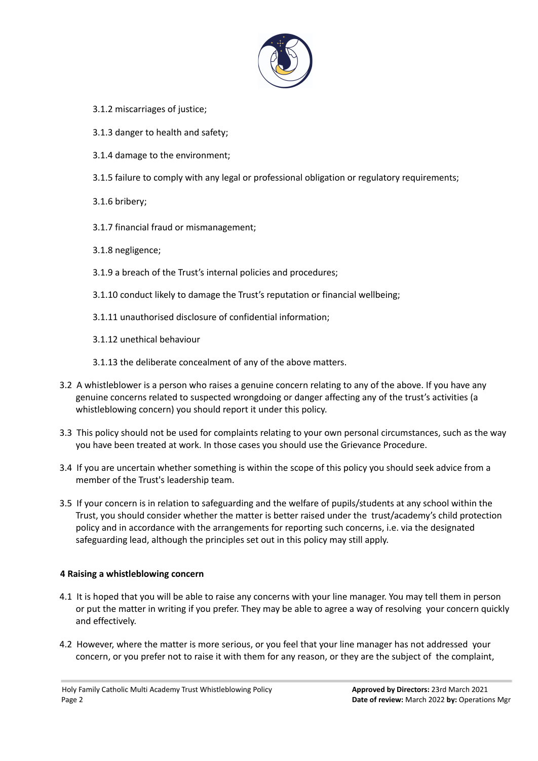3.1.2 miscarriages of justice;

3.1.3 danger to health and safety;

3.1.4 damage to the environment;

3.1.5 failure to comply with any legal or professional obligation or regulatory requirements;

3.1.6 bribery;

3.1.7 financial fraud or mismanagement;

3.1.8 negligence;

3.1.9 a breach of the Trust's internal policies and procedures;

3.1.10 conduct likely to damage the Trust's reputation or financial wellbeing;

3.1.11 unauthorised disclosure of confidential information;

3.1.12 unethical behaviour

3.1.13 the deliberate concealment of any of the above matters.

3.2 A whistleblower is a person who raises a genuine concern relating to any of the above. If you have any genuine concerns related to suspected wrongdoing or danger affecting any of the trust's activities (a whistleblowing concern) you should report it under this policy.

3.3 This policy should not be used for complaints relating to your own personal circumstances, such as the way you have been treated at work. In those cases you should use the Grievance Procedure.

3.4 If you are uncertain whether something is within the scope of this policy you should seek advice from a member of the Trust's leadership team.

3.5 If your concern is in relation to safeguarding and the welfare of pupils/students at any school within the Trust, you should consider whether the matter is better raised under the trust/academy's child protection policy and in accordance with the arrangements for reporting such concerns, i.e. via the designated safeguarding lead, although the principles set out in this policy may still apply.

**4 Raising a whistleblowing concern**

4.1 It is hoped that you will be able to raise any concerns with your line manager. You may tell them in person or put the matter in writing if you prefer. They may be able to agree a way of resolving your concern quickly and effectively.

4.2 However, where the matter is more serious, or you feel that your line manager has not addressed your concern, or you prefer not to raise it with them for any reason, or they are the subject of the complaint,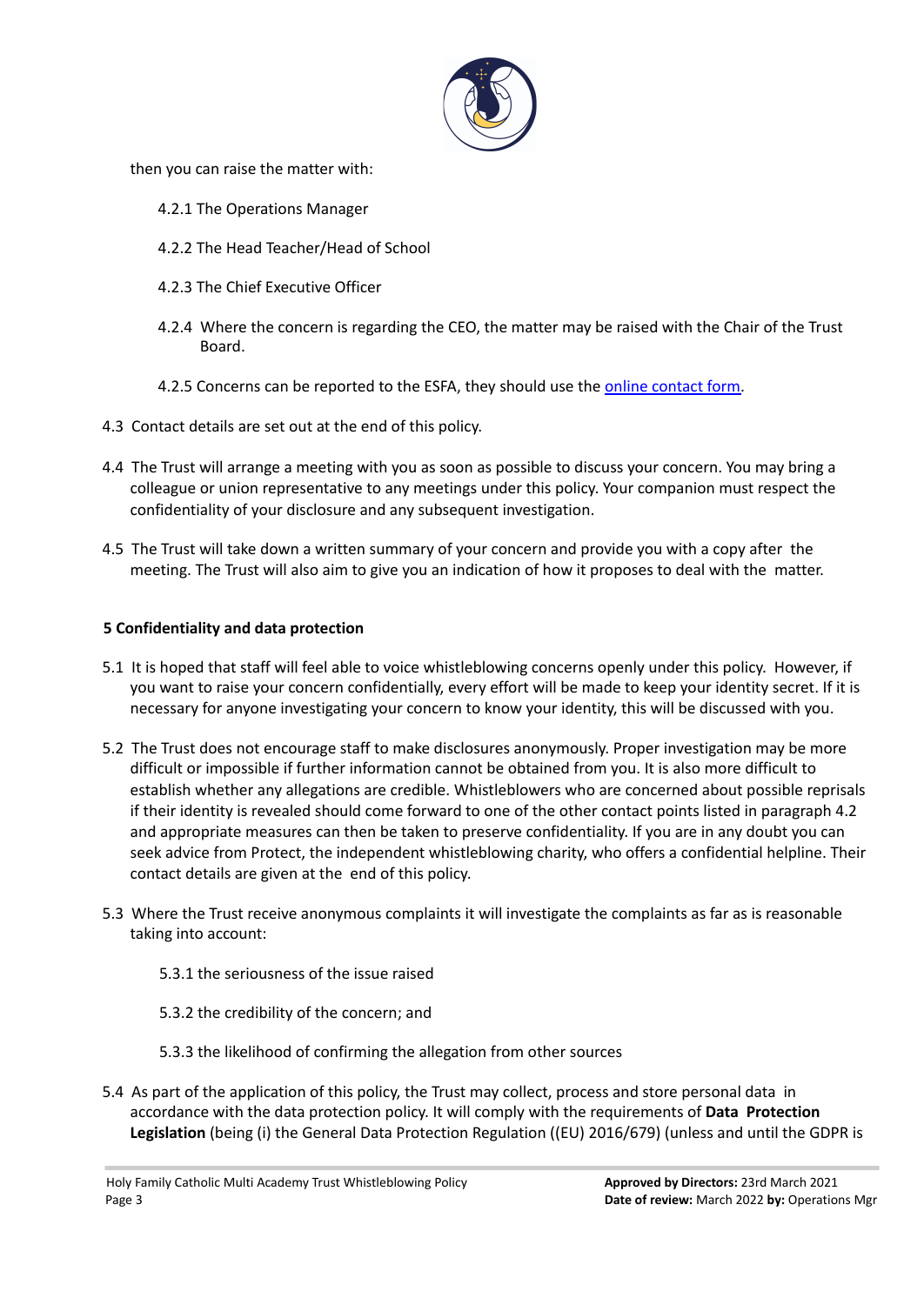then you can raise the matter with:

4.2.1 The Operations Manager

4.2.2 The Head Teacher/Head of School

4.2.3 The Chief Executive Officer

4.2.4 Where the concern is regarding the CEO, the matter may be raised with the Chair of the Trust Board.

4.2.5 Concerns can be reported to the ESFA, they should use the online contact form.

4.3 Contact details are set out at the end of this policy.

4.4 The Trust will arrange a meeting with you as soon as possible to discuss your concern. You may bring a colleague or union representative to any meetings under this policy. Your companion must respect the confidentiality of your disclosure and any subsequent investigation.

4.5 The Trust will take down a written summary of your concern and provide you with a copy after the meeting. The Trust will also aim to give you an indication of how it proposes to deal with the matter.

**5 Confidentiality and data protection**

5.1 It is hoped that staff will feel able to voice whistleblowing concerns openly under this policy. However, if you want to raise your concern confidentially, every effort will be made to keep your identity secret. If it is necessary for anyone investigating your concern to know your identity, this will be discussed with you.

5.2 The Trust does not encourage staff to make disclosures anonymously. Proper investigation may be more difficult or impossible if further information cannot be obtained from you. It is also more difficult to establish whether any allegations are credible. Whistleblowers who are concerned about possible reprisals if their identity is revealed should come forward to one of the other contact points listed in paragraph 4.2 and appropriate measures can then be taken to preserve confidentiality. If you are in any doubt you can seek advice from Protect, the independent whistleblowing charity, who offers a confidential helpline. Their contact details are given at the end of this policy.

5.3 Where the Trust receive anonymous complaints it will investigate the complaints as far as is reasonable taking into account:

5.3.1 the seriousness of the issue raised

5.3.2 the credibility of the concern; and

5.3.3 the likelihood of confirming the allegation from other sources

5.4 As part of the application of this policy, the Trust may collect, process and store personal data in accordance with the data protection policy. It will comply with the requirements of **Data Protection Legislation** (being (i) the General Data Protection Regulation ((EU) 2016/679) (unless and until the GDPR is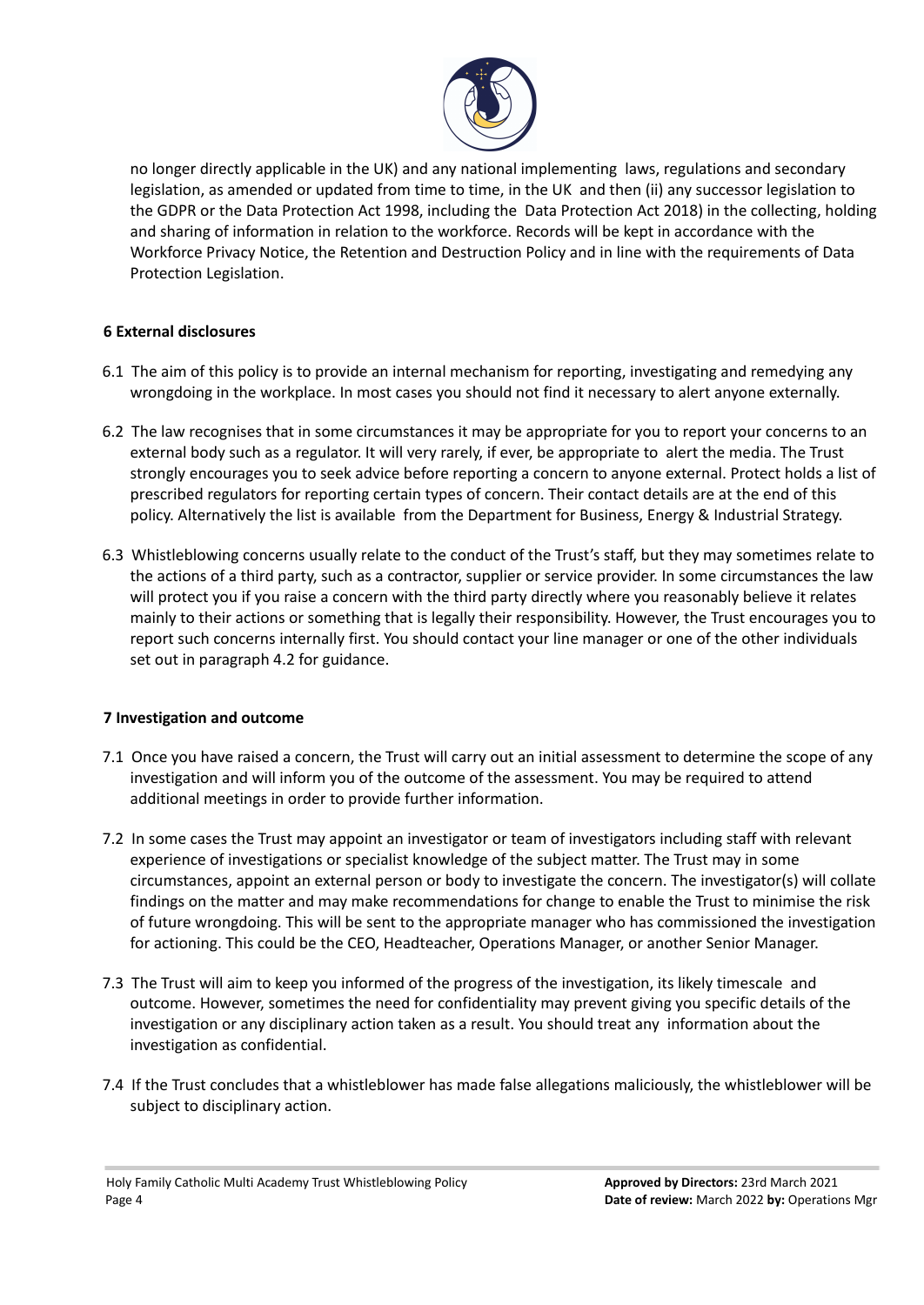no longer directly applicable in the UK) and any national implementing laws, regulations and secondary legislation, as amended or updated from time to time, in the UK and then (ii) any successor legislation to the GDPR or the Data Protection Act 1998, including the Data Protection Act 2018) in the collecting, holding and sharing of information in relation to the workforce. Records will be kept in accordance with the Workforce Privacy Notice, the Retention and Destruction Policy and in line with the requirements of Data Protection Legislation.

**6 External disclosures**

6.1 The aim of this policy is to provide an internal mechanism for reporting, investigating and remedying any wrongdoing in the workplace. In most cases you should not find it necessary to alert anyone externally.

6.2 The law recognises that in some circumstances it may be appropriate for you to report your concerns to an external body such as a regulator. It will very rarely, if ever, be appropriate to alert the media. The Trust strongly encourages you to seek advice before reporting a concern to anyone external. Protect holds a list of prescribed regulators for reporting certain types of concern. Their contact details are at the end of this policy. Alternatively the list is available from the Department for Business, Energy & Industrial Strategy.

6.3 Whistleblowing concerns usually relate to the conduct of the Trust's staff, but they may sometimes relate to the actions of a third party, such as a contractor, supplier or service provider. In some circumstances the law will protect you if you raise a concern with the third party directly where you reasonably believe it relates mainly to their actions or something that is legally their responsibility. However, the Trust encourages you to report such concerns internally first. You should contact your line manager or one of the other individuals set out in paragraph 4.2 for guidance.

**7 Investigation and outcome**

7.1 Once you have raised a concern, the Trust will carry out an initial assessment to determine the scope of any investigation and will inform you of the outcome of the assessment. You may be required to attend additional meetings in order to provide further information.

7.2 In some cases the Trust may appoint an investigator or team of investigators including staff with relevant experience of investigations or specialist knowledge of the subject matter. The Trust may in some circumstances, appoint an external person or body to investigate the concern. The investigator(s) will collate findings on the matter and may make recommendations for change to enable the Trust to minimise the risk of future wrongdoing. This will be sent to the appropriate manager who has commissioned the investigation for actioning. This could be the CEO, Headteacher, Operations Manager, or another Senior Manager.

7.3 The Trust will aim to keep you informed of the progress of the investigation, its likely timescale and outcome. However, sometimes the need for confidentiality may prevent giving you specific details of the investigation or any disciplinary action taken as a result. You should treat any information about the investigation as confidential.

7.4 If the Trust concludes that a whistleblower has made false allegations maliciously, the whistleblower will be subject to disciplinary action.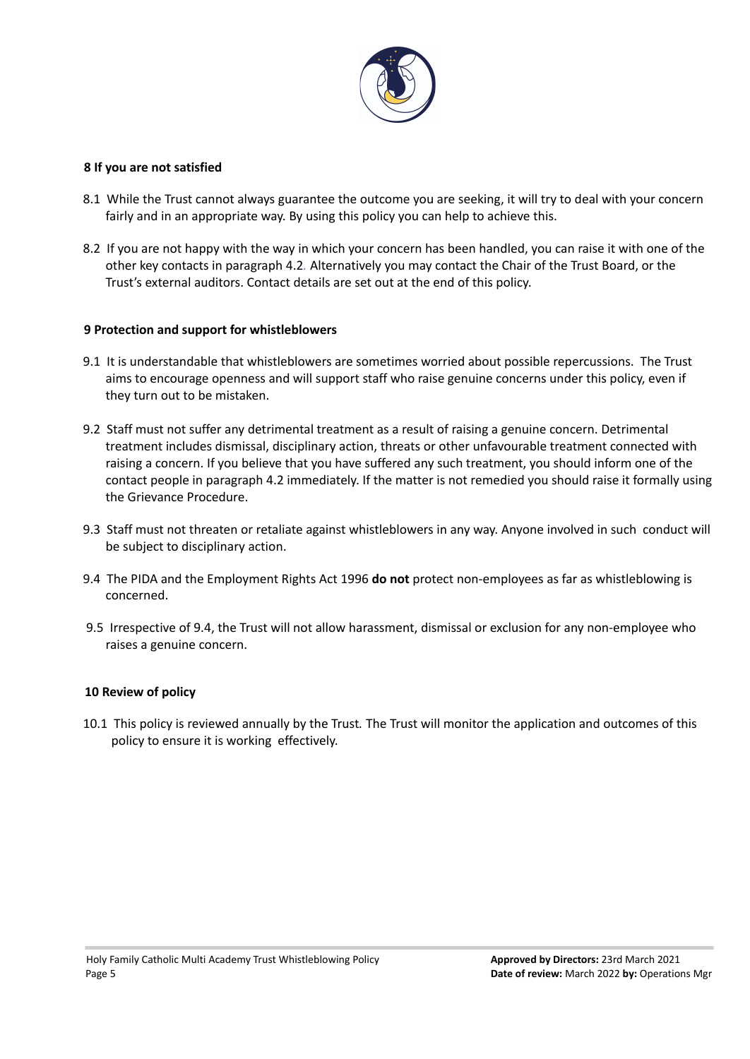### 8 If you are not satisfied

8.1 While the Trust cannot always guarantee the outcome you are seeking, it will try to deal with your concern fairly and in an appropriate way. By using this policy you can help to achieve this.

8.2 If you are not happy with the way in which your concern has been handled, you can raise it with one of the other key contacts in paragraph 4.2. Alternatively you may contact the Chair of the Trust Board, or the Trust's external auditors. Contact details are set out at the end of this policy.

### 9 Protection and support for whistleblowers

9.1 It is understandable that whistleblowers are sometimes worried about possible repercussions. The Trust aims to encourage openness and will support staff who raise genuine concerns under this policy, even if they turn out to be mistaken.

9.2 Staff must not suffer any detrimental treatment as a result of raising a genuine concern. Detrimental treatment includes dismissal, disciplinary action, threats or other unfavourable treatment connected with raising a concern. If you believe that you have suffered any such treatment, you should inform one of the contact people in paragraph 4.2 immediately. If the matter is not remedied you should raise it formally using the Grievance Procedure.

9.3 Staff must not threaten or retaliate against whistleblowers in any way. Anyone involved in such conduct will be subject to disciplinary action.

9.4 The PIDA and the Employment Rights Act 1996 **do not** protect non-employees as far as whistleblowing is concerned.

9.5 Irrespective of 9.4, the Trust will not allow harassment, dismissal or exclusion for any non-employee who raises a genuine concern.

### 10 Review of policy

10.1 This policy is reviewed annually by the Trust. The Trust will monitor the application and outcomes of this policy to ensure it is working effectively.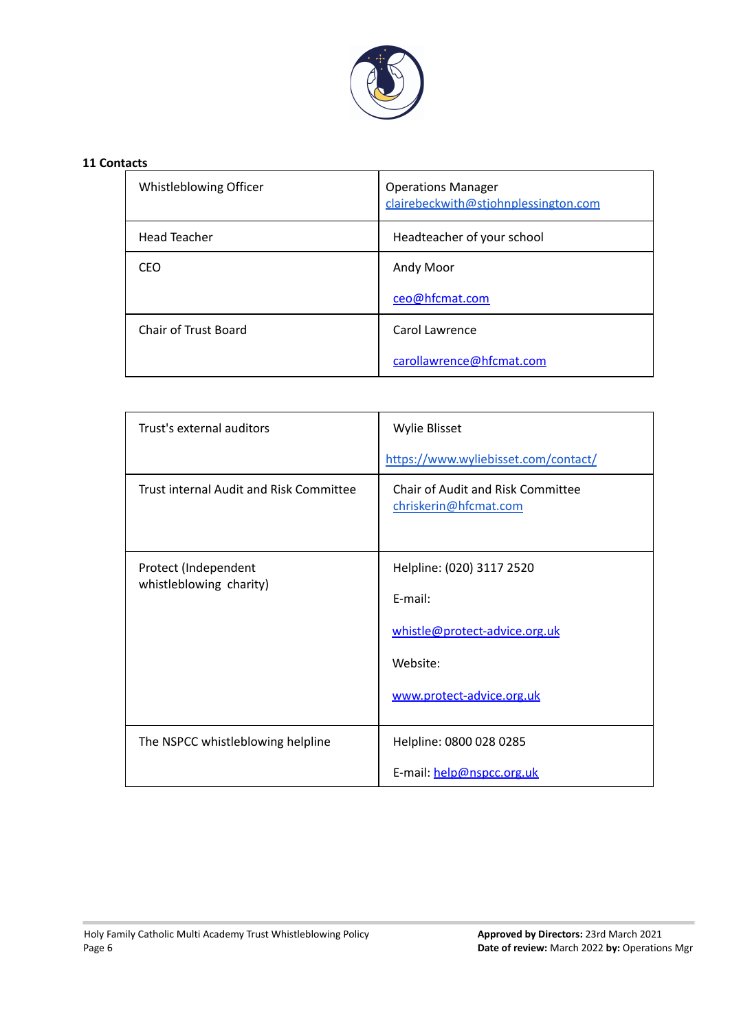**11 Contacts**

| | |
|---|---|
| Whistleblowing Officer | Operations Manager clairebeckwith@stjohnplessington.com |
| Head Teacher | Headteacher of your school |
| CEO | Andy Moor<br><br>ceo@hfcmat.com |
| Chair of Trust Board | Carol Lawrence<br><br>carollawrence@hfcmat.com |

| | |
|---|---|
| Trust's external auditors | Wylie Blisset<br><br>https://www.wyliebisset.com/contact/ |
| Trust internal Audit and Risk Committee | Chair of Audit and Risk Committee chriskerin@hfcmat.com |
| Protect (Independent whistleblowing charity) | Helpline: (020) 3117 2520<br><br>E-mail:<br><br>whistle@protect-advice.org.uk<br><br>Website:<br><br>www.protect-advice.org.uk |
| The NSPCC whistleblowing helpline | Helpline: 0800 028 0285<br><br>E-mail: help@nspcc.org.uk |